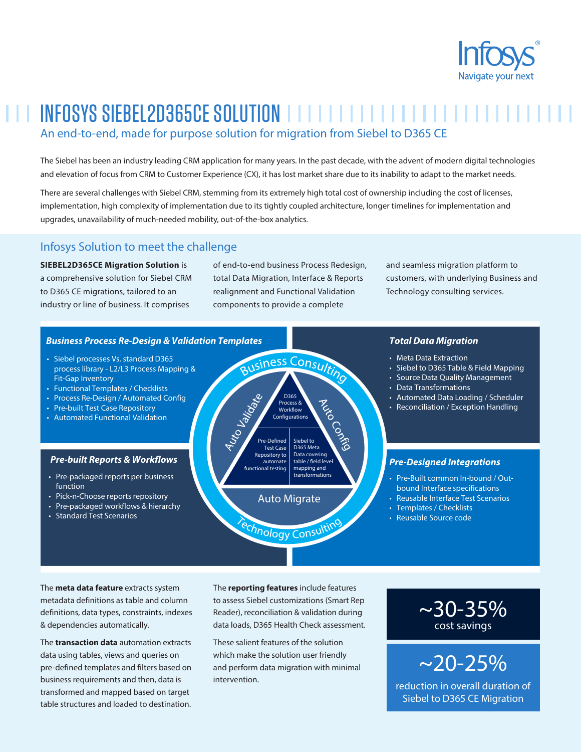# INFOSYS SIEBEL2D365CE SOLUTION

## An end-to-end, made for purpose solution for migration from Siebel to D365 CE

The Siebel has been an industry leading CRM application for many years. In the past decade, with the advent of modern digital technologies and elevation of focus from CRM to Customer Experience (CX), it has lost market share due to its inability to adapt to the market needs.

There are several challenges with Siebel CRM, stemming from its extremely high total cost of ownership including the cost of licenses, implementation, high complexity of implementation due to its tightly coupled architecture, longer timelines for implementation and upgrades, unavailability of much-needed mobility, out-of-the-box analytics.

## Infosys Solution to meet the challenge

**SIEBEL2D365CE Migration Solution** is a comprehensive solution for Siebel CRM to D365 CE migrations, tailored to an industry or line of business. It comprises of end-to-end business Process Redesign, total Data Migration, Interface & Reports realignment and Functional Validation components to provide a complete and seamless migration platform to customers, with underlying Business and Technology consulting services.

### *Business Process Re-Design & Validation Templates*

- Siebel processes Vs. standard D365 process library - L2/L3 Process Mapping & Fit-Gap Inventory
- Functional Templates / Checklists
- Process Re-Design / Automated Config
- Pre-built Test Case Repository
- Automated Functional Validation

### *Total Data Migration*

- Meta Data Extraction
- Siebel to D365 Table & Field Mapping
- Source Data Quality Management
- Data Transformations
- Automated Data Loading / Scheduler
- Reconciliation / Exception Handling

Business Consulting

Auto Validate

D365 Process & Workflow Configurations

Auto Config

Pre-Defined Test Case Repository to automate functional testing

Siebel to D365 Meta Data covering table / field level mapping and transformations

Auto Migrate

Technology Consulting

### *Pre-built Reports & Workflows*

- Pre-packaged reports per business function
- Pick-n-Choose reports repository
- Pre-packaged workflows & hierarchy
- Standard Test Scenarios

### *Pre-Designed Integrations*

- Pre-Built common In-bound / Out-bound Interface specifications
- Reusable Interface Test Scenarios
- Templates / Checklists
- Reusable Source code

The **meta data feature** extracts system metadata definitions as table and column definitions, data types, constraints, indexes & dependencies automatically.

The **transaction data** automation extracts data using tables, views and queries on pre-defined templates and filters based on business requirements and then, data is transformed and mapped based on target table structures and loaded to destination.

The **reporting features** include features to assess Siebel customizations (Smart Rep Reader), reconciliation & validation during data loads, D365 Health Check assessment.

These salient features of the solution which make the solution user friendly and perform data migration with minimal intervention.

**~30-35%**
cost savings

**~20-25%**
reduction in overall duration of Siebel to D365 CE Migration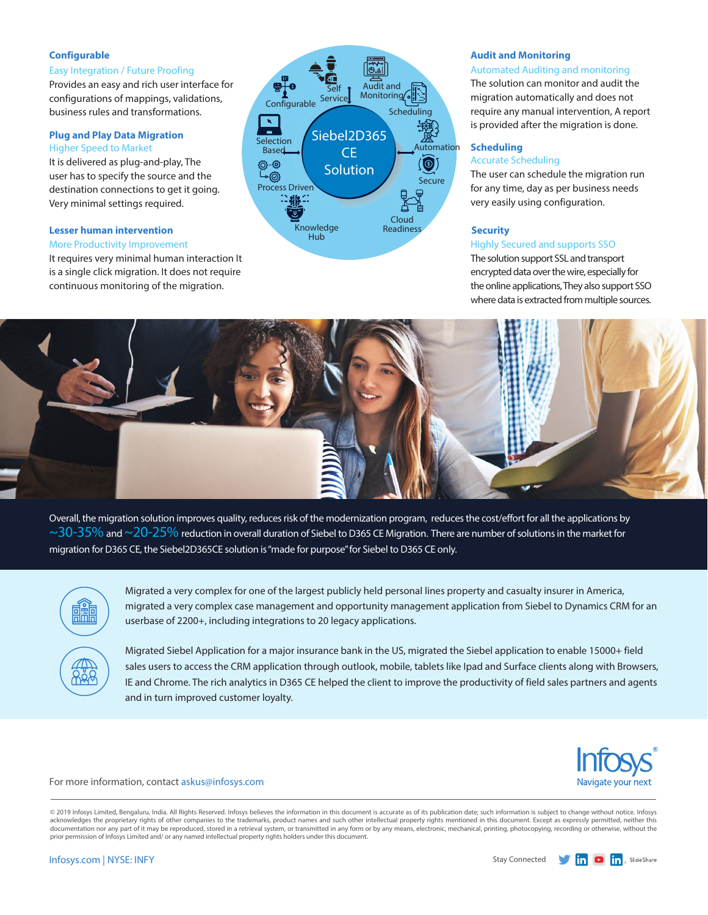### Configurable

Easy Integration / Future Proofing

Provides an easy and rich user interface for configurations of mappings, validations, business rules and transformations.

### Plug and Play Data Migration

Higher Speed to Market

It is delivered as plug-and-play, The user has to specify the source and the destination connections to get it going. Very minimal settings required.

### Lesser human intervention

More Productivity Improvement

It requires very minimal human interaction It is a single click migration. It does not require continuous monitoring of the migration.

Siebel2D365 CE Solution

Configurable
Self Service
Audit and Monitoring
Scheduling
Automation
Secure
Cloud Readiness
Knowledge Hub
Process Driven
Selection Based

### Audit and Monitoring

Automated Auditing and monitoring

The solution can monitor and audit the migration automatically and does not require any manual intervention, A report is provided after the migration is done.

### Scheduling

Accurate Scheduling

The user can schedule the migration run for any time, day as per business needs very easily using configuration.

### Security

Highly Secured and supports SSO

The solution support SSL and transport encrypted data over the wire, especially for the online applications, They also support SSO where data is extracted from multiple sources.

Overall, the migration solution improves quality, reduces risk of the modernization program, reduces the cost/effort for all the applications by ~30-35% and ~20-25% reduction in overall duration of Siebel to D365 CE Migration. There are number of solutions in the market for migration for D365 CE, the Siebel2D365CE solution is "made for purpose" for Siebel to D365 CE only.

Migrated a very complex for one of the largest publicly held personal lines property and casualty insurer in America, migrated a very complex case management and opportunity management application from Siebel to Dynamics CRM for an userbase of 2200+, including integrations to 20 legacy applications.

Migrated Siebel Application for a major insurance bank in the US, migrated the Siebel application to enable 15000+ field sales users to access the CRM application through outlook, mobile, tablets like Ipad and Surface clients along with Browsers, IE and Chrome. The rich analytics in D365 CE helped the client to improve the productivity of field sales partners and agents and in turn improved customer loyalty.

For more information, contact askus@infosys.com

Infosys®
Navigate your next

© 2019 Infosys Limited, Bengaluru, India. All Rights Reserved. Infosys believes the information in this document is accurate as of its publication date; such information is subject to change without notice. Infosys acknowledges the proprietary rights of other companies to the trademarks, product names and such other intellectual property rights mentioned in this document. Except as expressly permitted, neither this documentation nor any part of it may be reproduced, stored in a retrieval system, or transmitted in any form or by any means, electronic, mechanical, printing, photocopying, recording or otherwise, without the prior permission of Infosys Limited and/ or any named intellectual property rights holders under this document.

Infosys.com | NYSE: INFY

Stay Connected